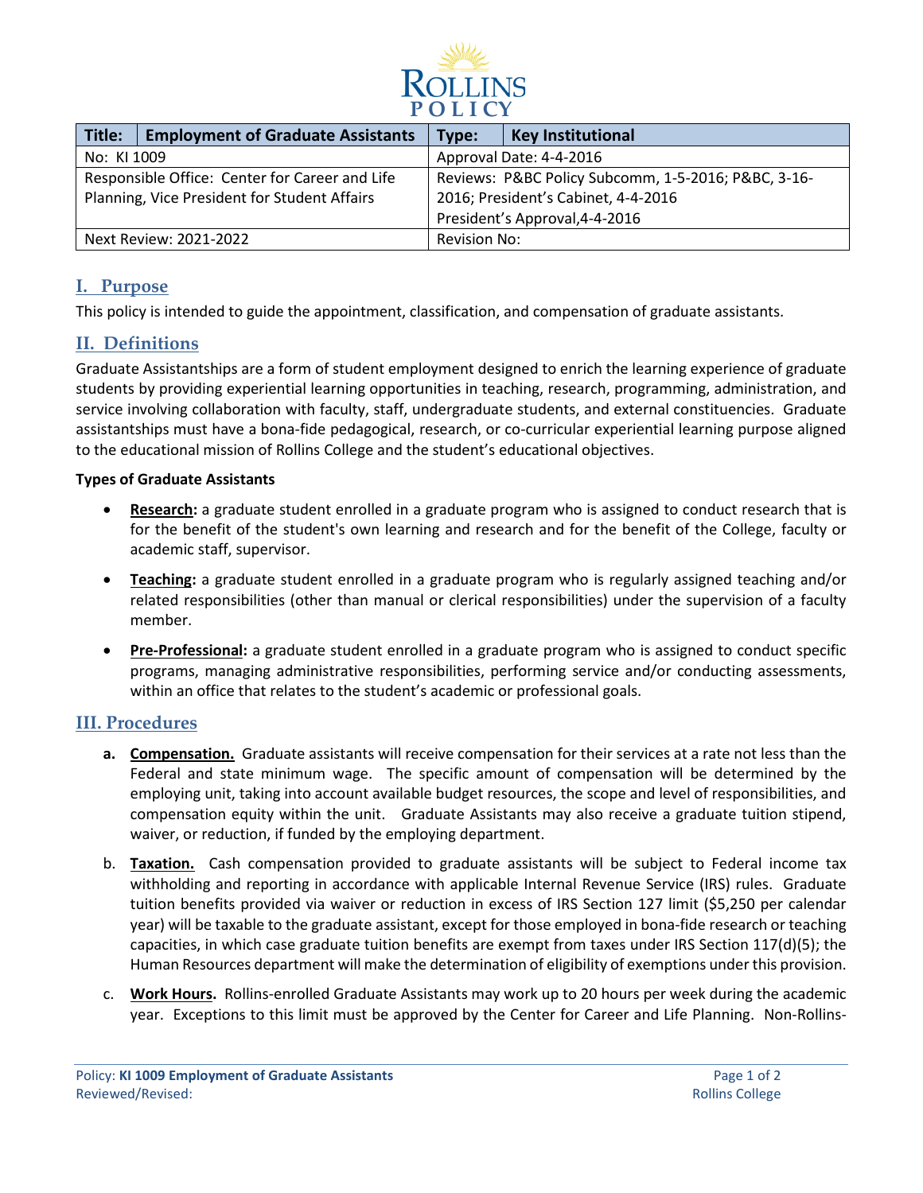ROLLINS POLICY

| Title: | Employment of Graduate Assistants | Type: | Key Institutional |
|---|---|---|---|
| No: KI 1009 | | Approval Date: 4-4-2016 | |
| Responsible Office: Center for Career and Life Planning, Vice President for Student Affairs | | Reviews: P&BC Policy Subcomm, 1-5-2016; P&BC, 3-16-2016; President's Cabinet, 4-4-2016 President's Approval,4-4-2016 | |
| Next Review: 2021-2022 | | Revision No: | |

## I. Purpose

This policy is intended to guide the appointment, classification, and compensation of graduate assistants.

## II. Definitions

Graduate Assistantships are a form of student employment designed to enrich the learning experience of graduate students by providing experiential learning opportunities in teaching, research, programming, administration, and service involving collaboration with faculty, staff, undergraduate students, and external constituencies. Graduate assistantships must have a bona-fide pedagogical, research, or co-curricular experiential learning purpose aligned to the educational mission of Rollins College and the student's educational objectives.

**Types of Graduate Assistants**

- **Research:** a graduate student enrolled in a graduate program who is assigned to conduct research that is for the benefit of the student's own learning and research and for the benefit of the College, faculty or academic staff, supervisor.
- **Teaching:** a graduate student enrolled in a graduate program who is regularly assigned teaching and/or related responsibilities (other than manual or clerical responsibilities) under the supervision of a faculty member.
- **Pre-Professional:** a graduate student enrolled in a graduate program who is assigned to conduct specific programs, managing administrative responsibilities, performing service and/or conducting assessments, within an office that relates to the student's academic or professional goals.

## III. Procedures

a. **Compensation.** Graduate assistants will receive compensation for their services at a rate not less than the Federal and state minimum wage. The specific amount of compensation will be determined by the employing unit, taking into account available budget resources, the scope and level of responsibilities, and compensation equity within the unit. Graduate Assistants may also receive a graduate tuition stipend, waiver, or reduction, if funded by the employing department.

b. **Taxation.** Cash compensation provided to graduate assistants will be subject to Federal income tax withholding and reporting in accordance with applicable Internal Revenue Service (IRS) rules. Graduate tuition benefits provided via waiver or reduction in excess of IRS Section 127 limit ($5,250 per calendar year) will be taxable to the graduate assistant, except for those employed in bona-fide research or teaching capacities, in which case graduate tuition benefits are exempt from taxes under IRS Section 117(d)(5); the Human Resources department will make the determination of eligibility of exemptions under this provision.

c. **Work Hours.** Rollins-enrolled Graduate Assistants may work up to 20 hours per week during the academic year. Exceptions to this limit must be approved by the Center for Career and Life Planning. Non-Rollins-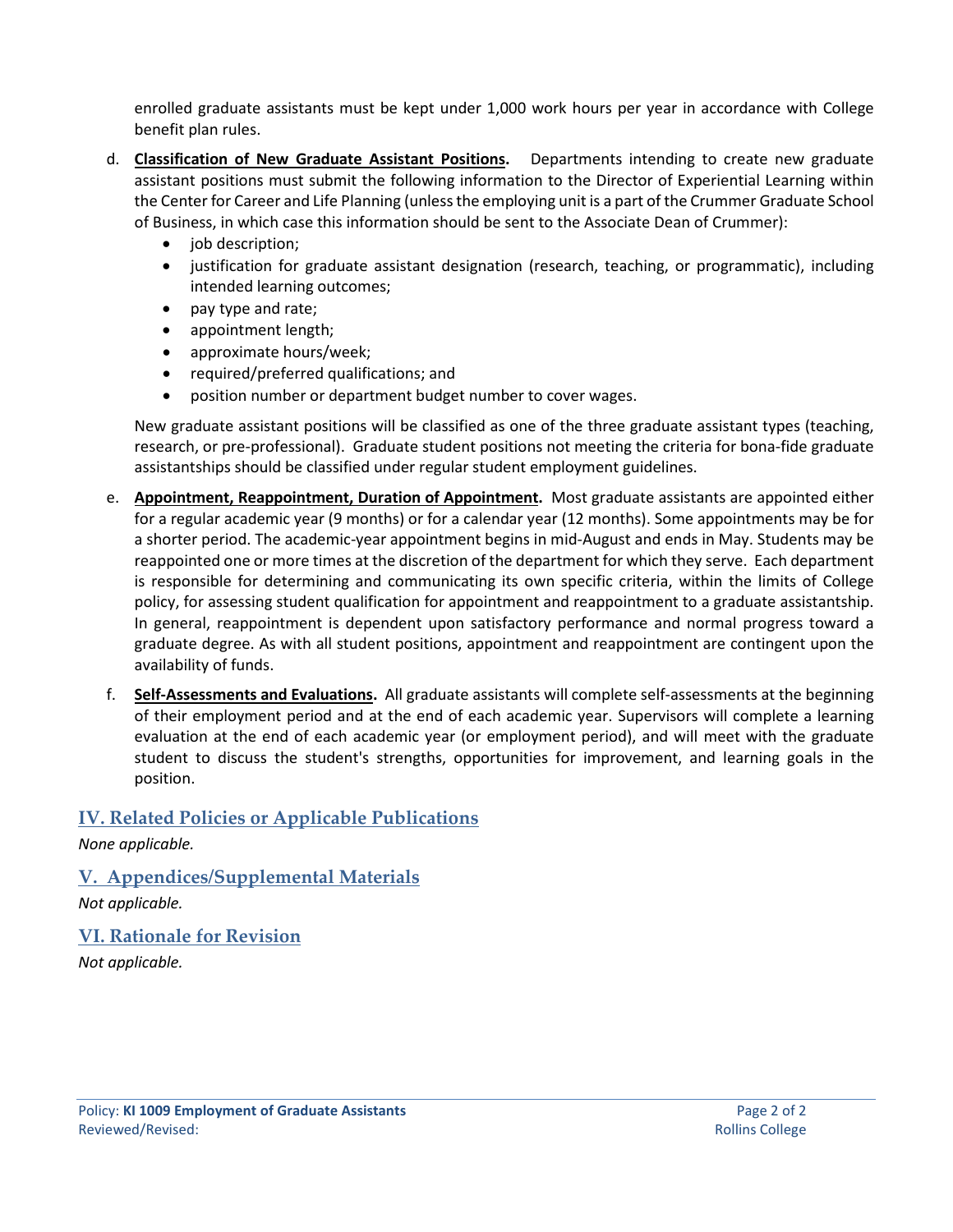enrolled graduate assistants must be kept under 1,000 work hours per year in accordance with College benefit plan rules.

d. **Classification of New Graduate Assistant Positions.** Departments intending to create new graduate assistant positions must submit the following information to the Director of Experiential Learning within the Center for Career and Life Planning (unless the employing unit is a part of the Crummer Graduate School of Business, in which case this information should be sent to the Associate Dean of Crummer):
   - job description;
   - justification for graduate assistant designation (research, teaching, or programmatic), including intended learning outcomes;
   - pay type and rate;
   - appointment length;
   - approximate hours/week;
   - required/preferred qualifications; and
   - position number or department budget number to cover wages.

   New graduate assistant positions will be classified as one of the three graduate assistant types (teaching, research, or pre-professional). Graduate student positions not meeting the criteria for bona-fide graduate assistantships should be classified under regular student employment guidelines.

e. **Appointment, Reappointment, Duration of Appointment.** Most graduate assistants are appointed either for a regular academic year (9 months) or for a calendar year (12 months). Some appointments may be for a shorter period. The academic-year appointment begins in mid-August and ends in May. Students may be reappointed one or more times at the discretion of the department for which they serve. Each department is responsible for determining and communicating its own specific criteria, within the limits of College policy, for assessing student qualification for appointment and reappointment to a graduate assistantship. In general, reappointment is dependent upon satisfactory performance and normal progress toward a graduate degree. As with all student positions, appointment and reappointment are contingent upon the availability of funds.

f. **Self-Assessments and Evaluations.** All graduate assistants will complete self-assessments at the beginning of their employment period and at the end of each academic year. Supervisors will complete a learning evaluation at the end of each academic year (or employment period), and will meet with the graduate student to discuss the student's strengths, opportunities for improvement, and learning goals in the position.

## IV. Related Policies or Applicable Publications

*None applicable.*

## V. Appendices/Supplemental Materials

*Not applicable.*

## VI. Rationale for Revision

*Not applicable.*